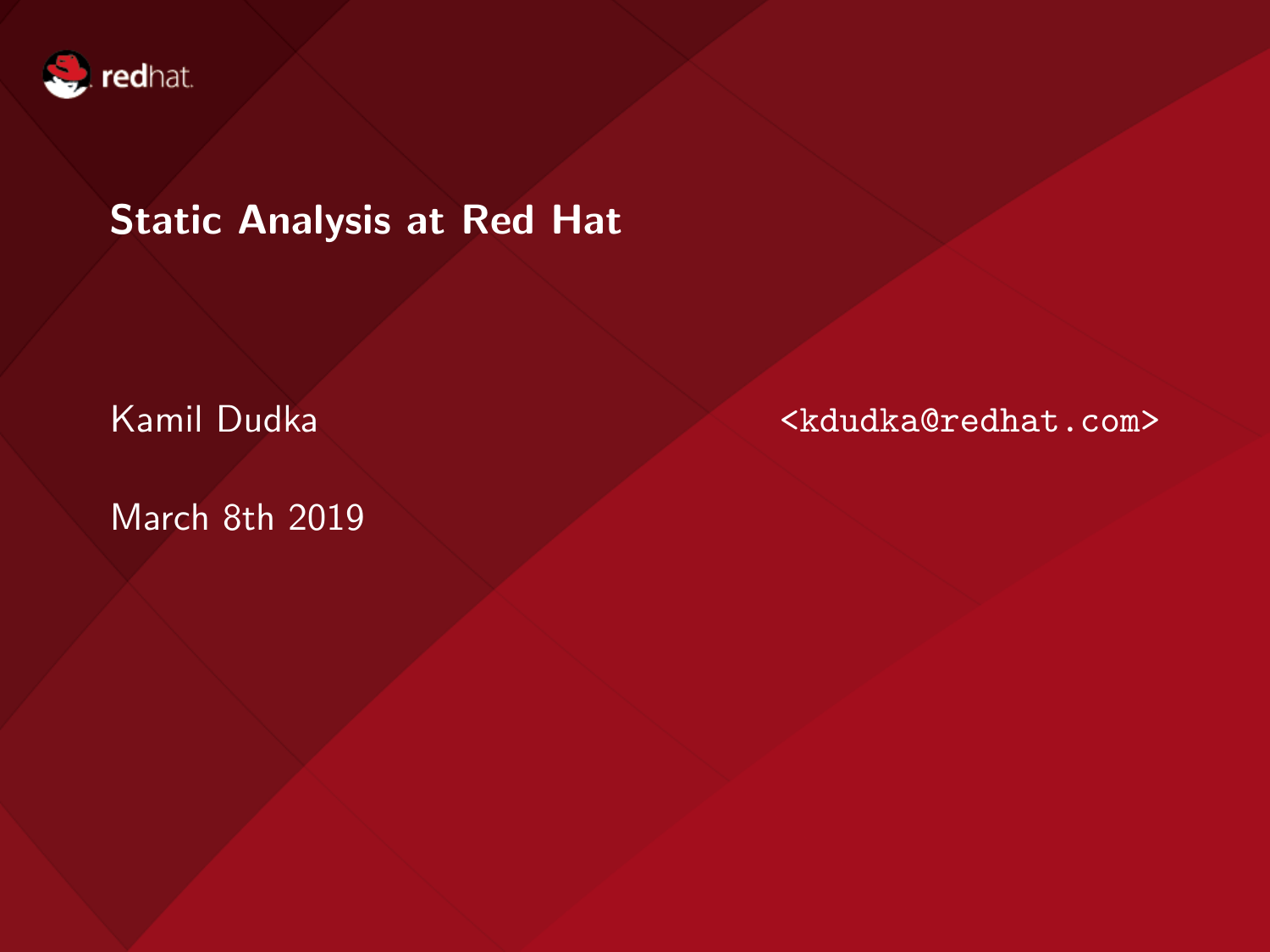# Static Analysis at Red Hat

Kamil Dudka <kdudka@redhat.com>

March 8th 2019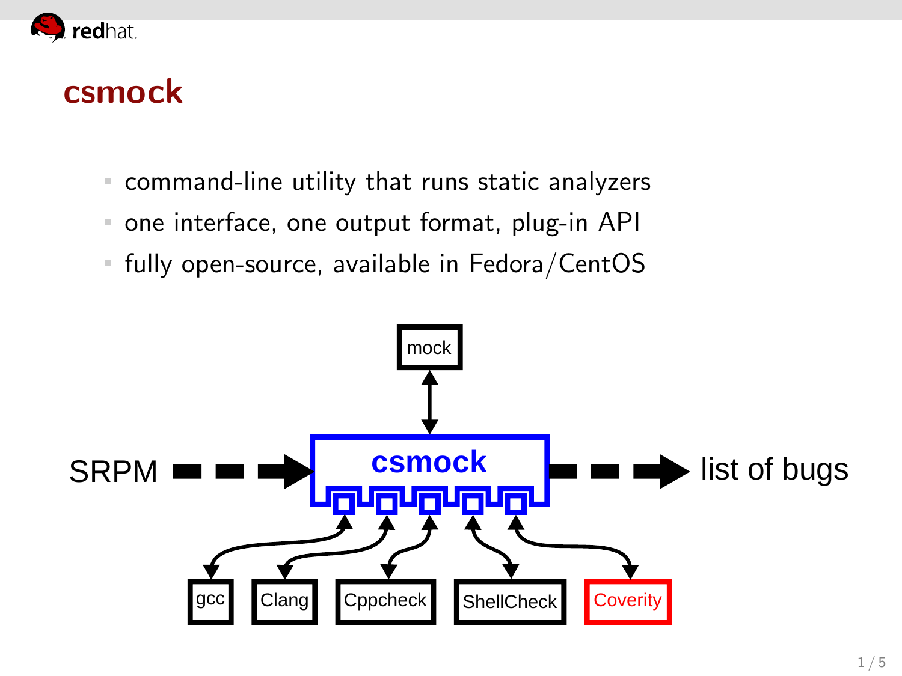# csmock

- command-line utility that runs static analyzers
- one interface, one output format, plug-in API
- fully open-source, available in Fedora/CentOS

SRPM → csmock → list of bugs

mock

gcc, Clang, Cppcheck, ShellCheck, Coverity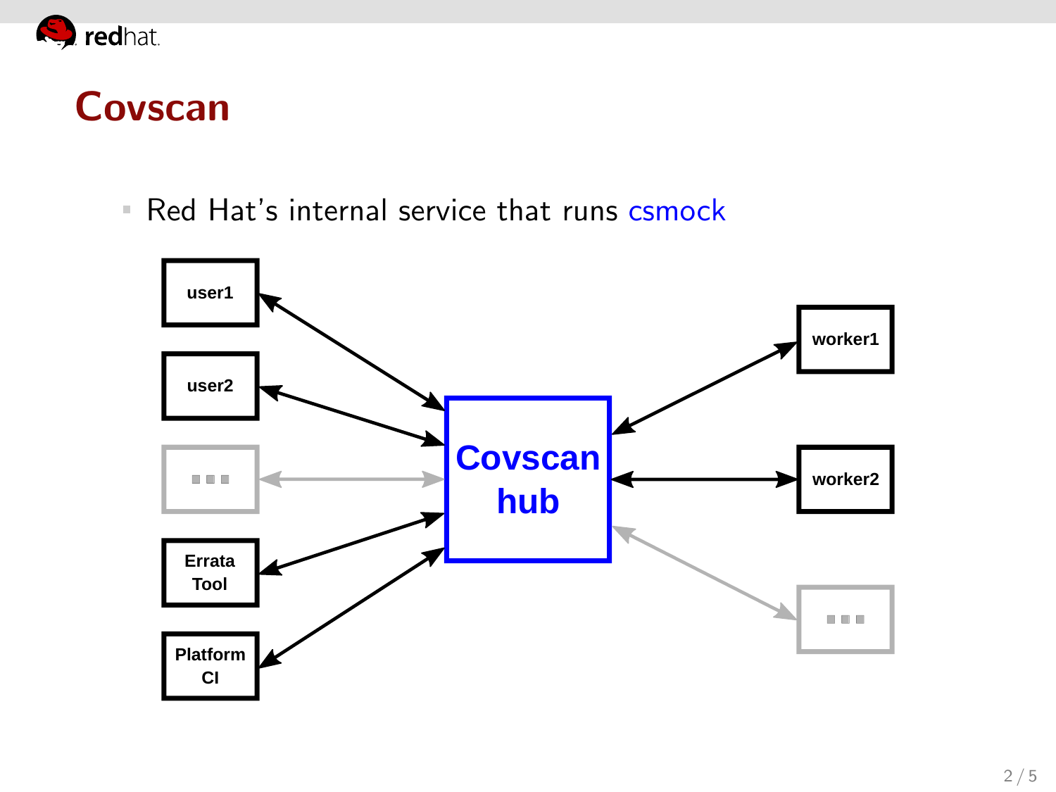# Covscan

- Red Hat's internal service that runs csmock

user1

user2

...

Errata Tool

Platform CI

Covscan hub

worker1

worker2

...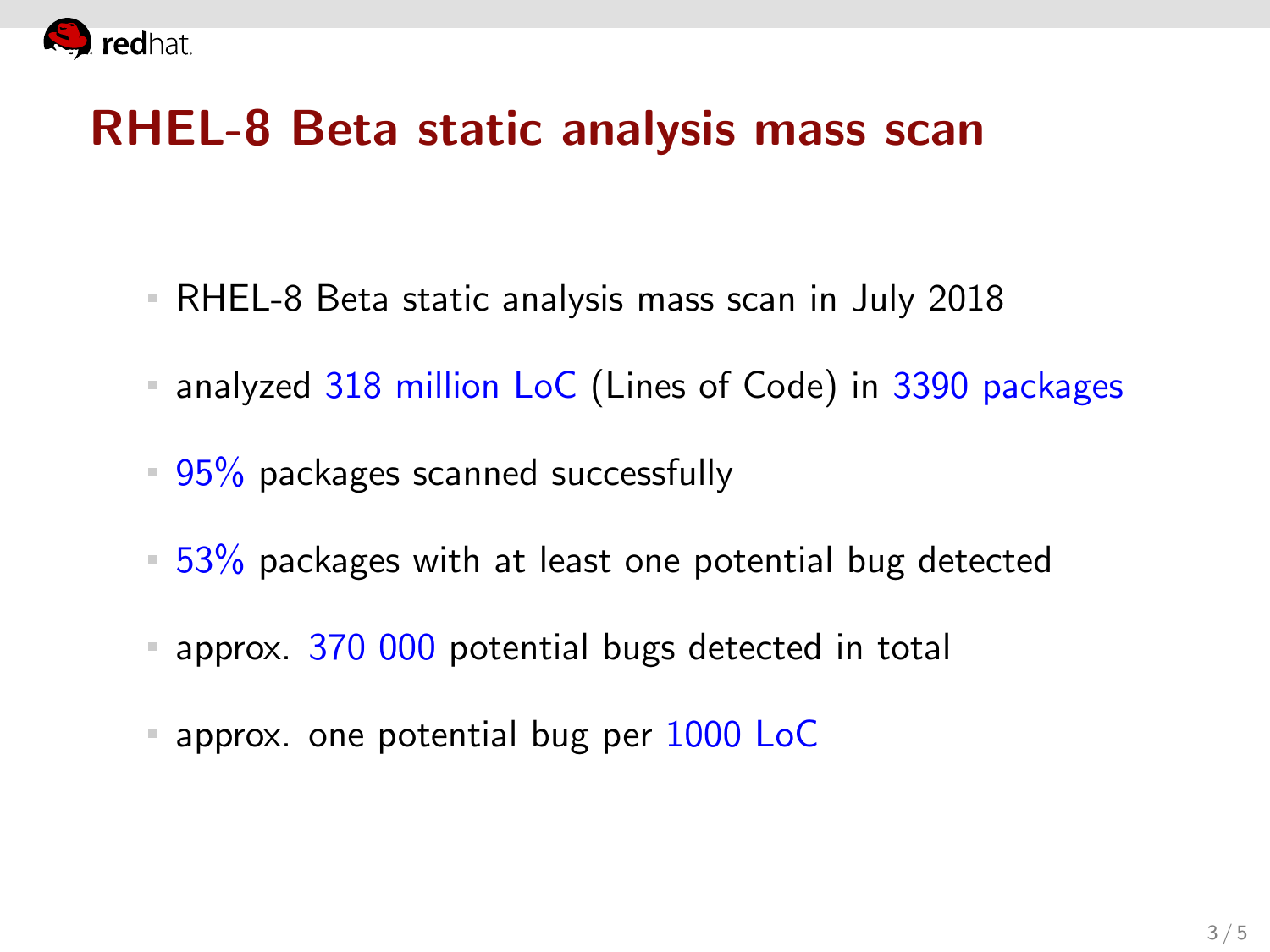# RHEL-8 Beta static analysis mass scan

- RHEL-8 Beta static analysis mass scan in July 2018
- analyzed 318 million LoC (Lines of Code) in 3390 packages
- 95% packages scanned successfully
- 53% packages with at least one potential bug detected
- approx. 370 000 potential bugs detected in total
- approx. one potential bug per 1000 LoC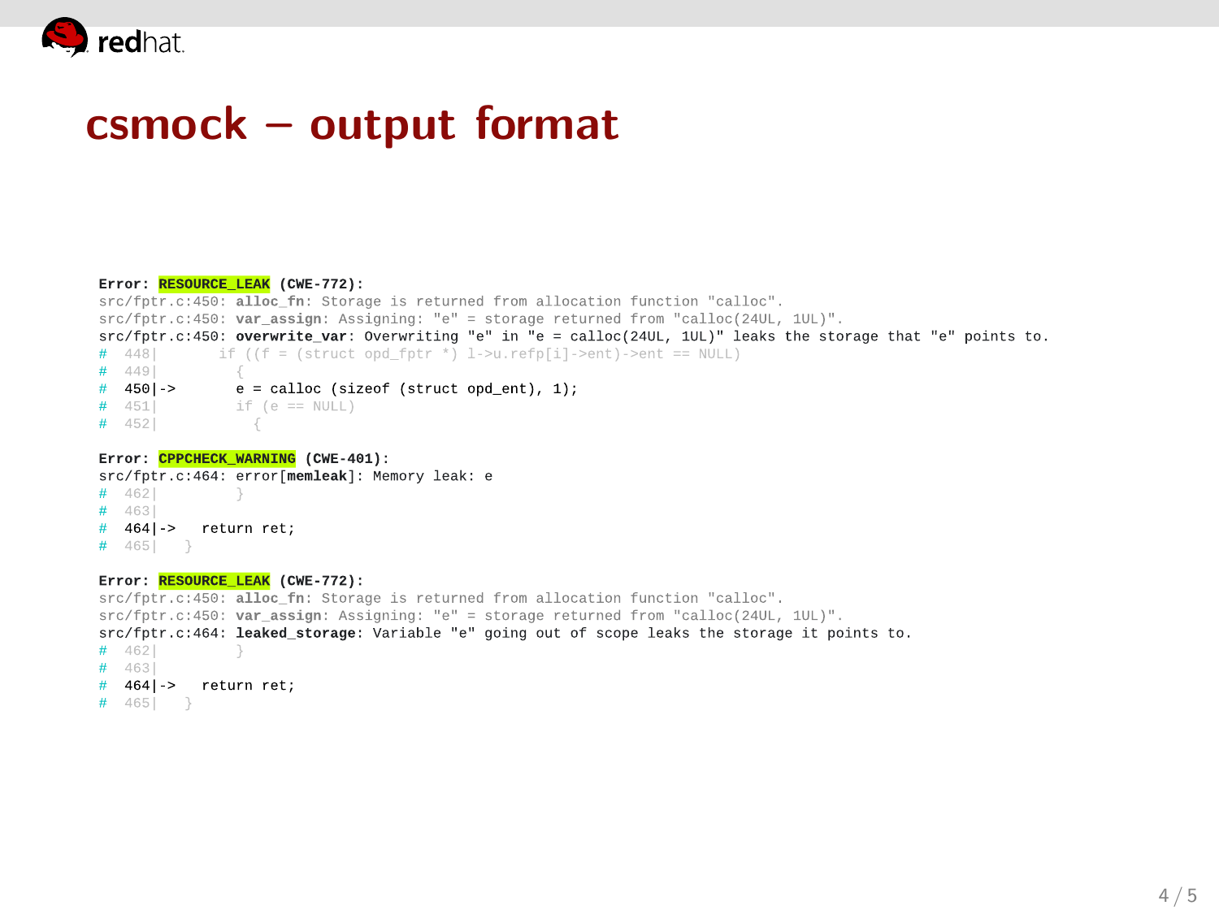# csmock – output format

```
Error: RESOURCE_LEAK (CWE-772):
src/fptr.c:450: alloc_fn: Storage is returned from allocation function "calloc".
src/fptr.c:450: var_assign: Assigning: "e" = storage returned from "calloc(24UL, 1UL)".
src/fptr.c:450: overwrite_var: Overwriting "e" in "e = calloc(24UL, 1UL)" leaks the storage that "e" points to.
#  448|       if ((f = (struct opd_fptr *) l->u.refp[i]->ent)->ent == NULL)
#  449|         {
#  450|->       e = calloc (sizeof (struct opd_ent), 1);
#  451|         if (e == NULL)
#  452|           {

Error: CPPCHECK_WARNING (CWE-401):
src/fptr.c:464: error[memleak]: Memory leak: e
#  462|         }
#  463|
#  464|->   return ret;
#  465|   }

Error: RESOURCE_LEAK (CWE-772):
src/fptr.c:450: alloc_fn: Storage is returned from allocation function "calloc".
src/fptr.c:450: var_assign: Assigning: "e" = storage returned from "calloc(24UL, 1UL)".
src/fptr.c:464: leaked_storage: Variable "e" going out of scope leaks the storage it points to.
#  462|         }
#  463|
#  464|->   return ret;
#  465|   }
```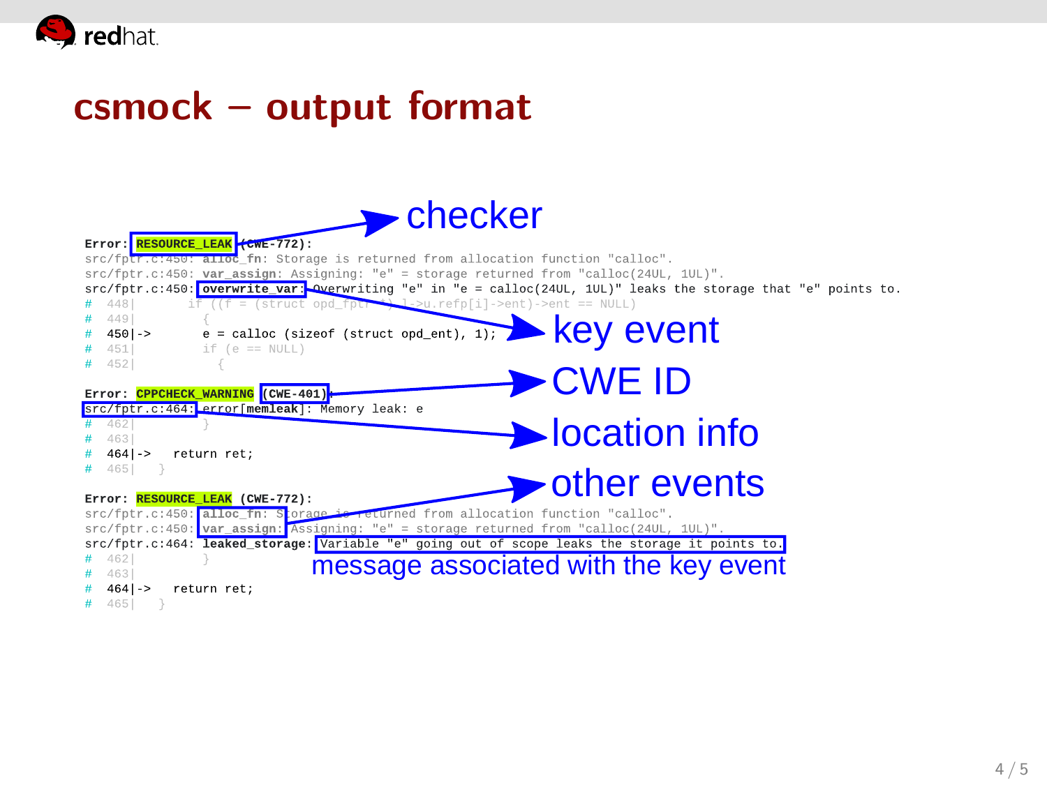# csmock – output format

```
Error: RESOURCE_LEAK (CWE-772):
src/fptr.c:450: alloc_fn: Storage is returned from allocation function "calloc".
src/fptr.c:450: var_assign: Assigning: "e" = storage returned from "calloc(24UL, 1UL)".
src/fptr.c:450: overwrite_var: Overwriting "e" in "e = calloc(24UL, 1UL)" leaks the storage that "e" points to.
#  448|       if ((f = (struct opd_fptr *) l->u.refp[i]->ent)->ent == NULL)
#  449|         {
#  450|->         e = calloc (sizeof (struct opd_ent), 1);
#  451|           if (e == NULL)
#  452|             {

Error: CPPCHECK_WARNING (CWE-401):
src/fptr.c:464: error[memleak]: Memory leak: e
#  462|         }
#  463|
#  464|->   return ret;
#  465|   }

Error: RESOURCE_LEAK (CWE-772):
src/fptr.c:450: alloc_fn: Storage is returned from allocation function "calloc".
src/fptr.c:450: var_assign: Assigning: "e" = storage returned from "calloc(24UL, 1UL)".
src/fptr.c:464: leaked_storage: Variable "e" going out of scope leaks the storage it points to.
#  462|         }
#  463|
#  464|->   return ret;
#  465|   }
```

Annotations:

- checker
- key event
- CWE ID
- location info
- other events
- message associated with the key event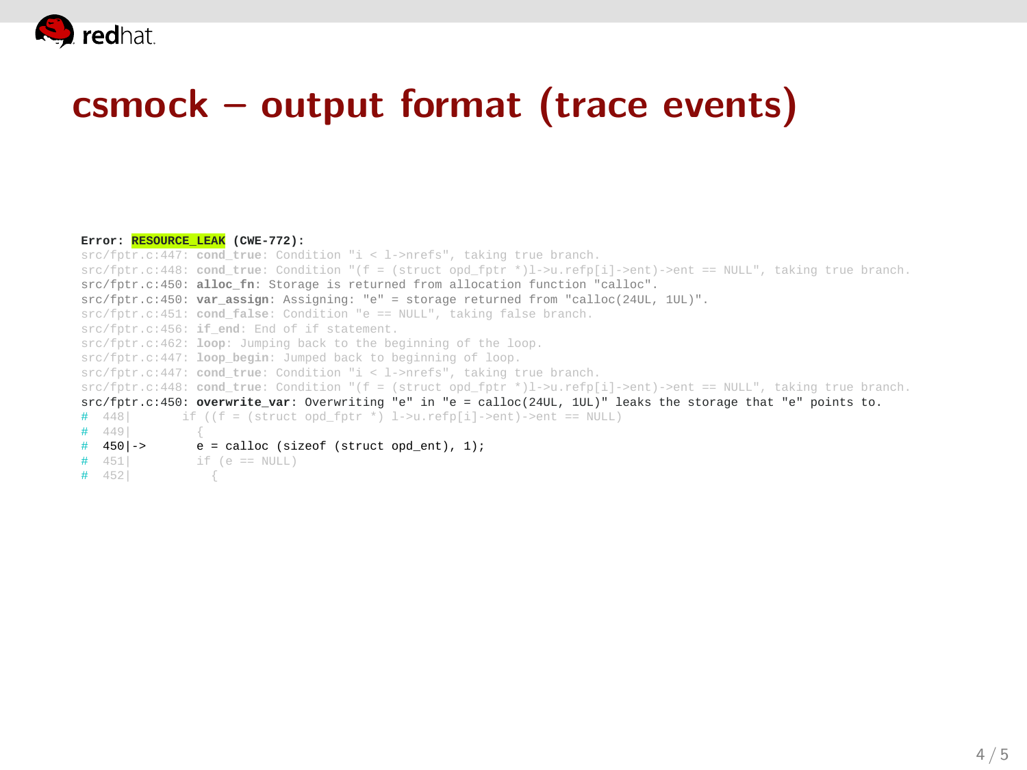# csmock – output format (trace events)

```
Error: RESOURCE_LEAK (CWE-772):
src/fptr.c:447: cond_true: Condition "i < l->nrefs", taking true branch.
src/fptr.c:448: cond_true: Condition "(f = (struct opd_fptr *)l->u.refp[i]->ent)->ent == NULL", taking true branch.
src/fptr.c:450: alloc_fn: Storage is returned from allocation function "calloc".
src/fptr.c:450: var_assign: Assigning: "e" = storage returned from "calloc(24UL, 1UL)".
src/fptr.c:451: cond_false: Condition "e == NULL", taking false branch.
src/fptr.c:456: if_end: End of if statement.
src/fptr.c:462: loop: Jumping back to the beginning of the loop.
src/fptr.c:447: loop_begin: Jumped back to beginning of loop.
src/fptr.c:447: cond_true: Condition "i < l->nrefs", taking true branch.
src/fptr.c:448: cond_true: Condition "(f = (struct opd_fptr *)l->u.refp[i]->ent)->ent == NULL", taking true branch.
src/fptr.c:450: overwrite_var: Overwriting "e" in "e = calloc(24UL, 1UL)" leaks the storage that "e" points to.
#  448|       if ((f = (struct opd_fptr *) l->u.refp[i]->ent)->ent == NULL)
#  449|         {
#  450|->         e = calloc (sizeof (struct opd_ent), 1);
#  451|           if (e == NULL)
#  452|             {
```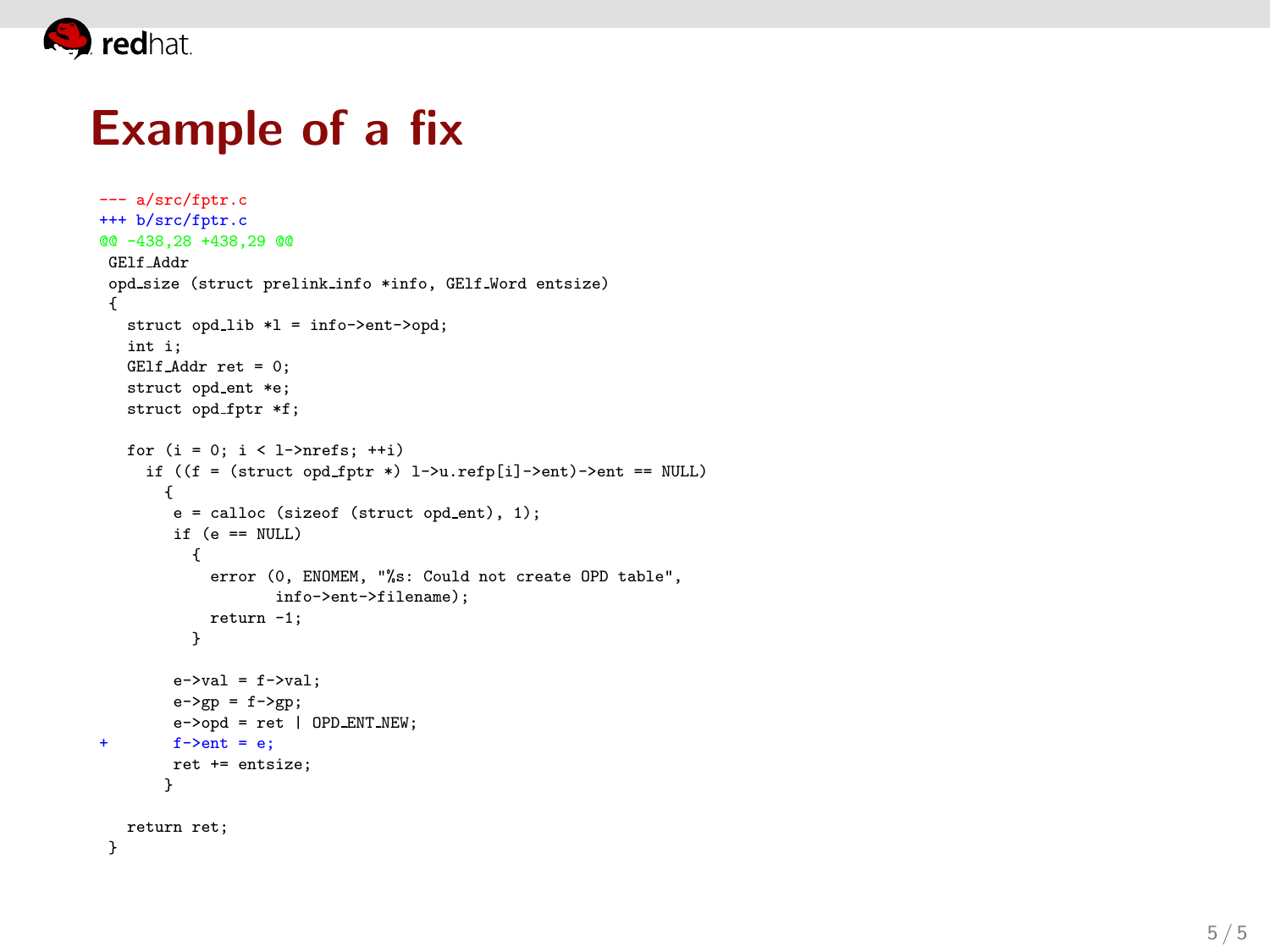# Example of a fix

```
--- a/src/fptr.c
+++ b/src/fptr.c
@@ -438,28 +438,29 @@
 GElf_Addr
 opd_size (struct prelink_info *info, GElf_Word entsize)
 {
   struct opd_lib *l = info->ent->opd;
   int i;
   GElf_Addr ret = 0;
   struct opd_ent *e;
   struct opd_fptr *f;

   for (i = 0; i < l->nrefs; ++i)
     if ((f = (struct opd_fptr *) l->u.refp[i]->ent)->ent == NULL)
       {
	 e = calloc (sizeof (struct opd_ent), 1);
	 if (e == NULL)
	   {
	     error (0, ENOMEM, "%s: Could not create OPD table",
		    info->ent->filename);
	     return -1;
	   }

	 e->val = f->val;
	 e->gp = f->gp;
	 e->opd = ret | OPD_ENT_NEW;
+	 f->ent = e;
	 ret += entsize;
       }

   return ret;
 }
```